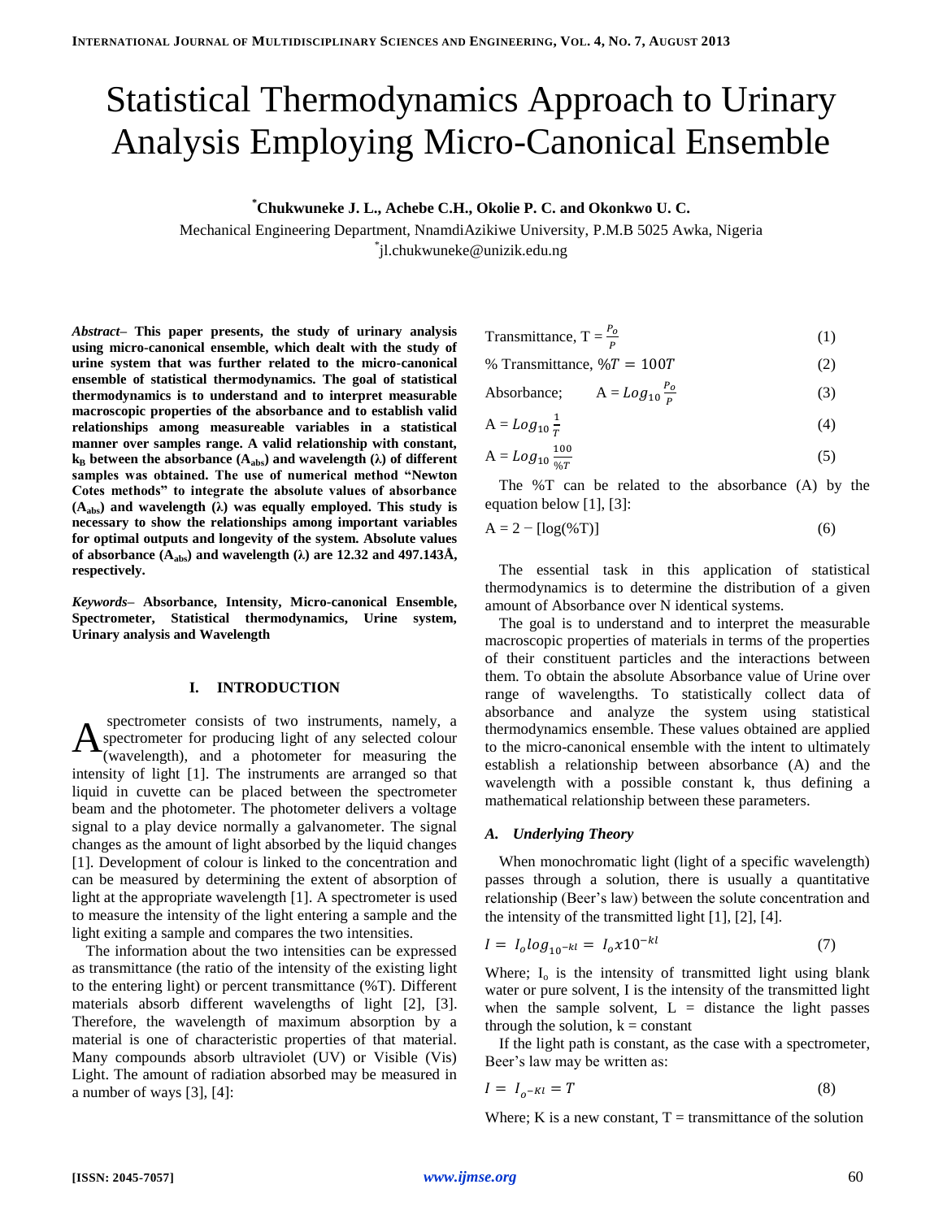# Statistical Thermodynamics Approach to Urinary Analysis Employing Micro-Canonical Ensemble

**\*Chukwuneke J. L., Achebe C.H., Okolie P. C. and Okonkwo U. C.**

Mechanical Engineering Department, NnamdiAzikiwe University, P.M.B 5025 Awka, Nigeria

\*jl.chukwuneke@unizik.edu.ng

***Abstract*– This paper presents, the study of urinary analysis using micro-canonical ensemble, which dealt with the study of urine system that was further related to the micro-canonical ensemble of statistical thermodynamics. The goal of statistical thermodynamics is to understand and to interpret measurable macroscopic properties of the absorbance and to establish valid relationships among measureable variables in a statistical manner over samples range. A valid relationship with constant, $k_B$ between the absorbance ($A_{abs}$) and wavelength (λ) of different samples was obtained. The use of numerical method "Newton Cotes methods" to integrate the absolute values of absorbance ($A_{abs}$) and wavelength (λ) was equally employed. This study is necessary to show the relationships among important variables for optimal outputs and longevity of the system. Absolute values of absorbance ($A_{abs}$) and wavelength (λ) are 12.32 and 497.143Å, respectively.**

***Keywords*– Absorbance, Intensity, Micro-canonical Ensemble, Spectrometer, Statistical thermodynamics, Urine system, Urinary analysis and Wavelength**

## I. INTRODUCTION

A spectrometer consists of two instruments, namely, a spectrometer for producing light of any selected colour (wavelength), and a photometer for measuring the intensity of light [1]. The instruments are arranged so that liquid in cuvette can be placed between the spectrometer beam and the photometer. The photometer delivers a voltage signal to a play device normally a galvanometer. The signal changes as the amount of light absorbed by the liquid changes [1]. Development of colour is linked to the concentration and can be measured by determining the extent of absorption of light at the appropriate wavelength [1]. A spectrometer is used to measure the intensity of the light entering a sample and the light exiting a sample and compares the two intensities.

The information about the two intensities can be expressed as transmittance (the ratio of the intensity of the existing light to the entering light) or percent transmittance (%T). Different materials absorb different wavelengths of light [2], [3]. Therefore, the wavelength of maximum absorption by a material is one of characteristic properties of that material. Many compounds absorb ultraviolet (UV) or Visible (Vis) Light. The amount of radiation absorbed may be measured in a number of ways [3], [4]:

$$\text{Transmittance, } T = \frac{P_o}{P} \tag{1}$$

$$\text{\% Transmittance, } \%T = 100T \tag{2}$$

$$\text{Absorbance; } \quad A = Log_{10}\frac{P_o}{P} \tag{3}$$

$$A = Log_{10}\frac{1}{T} \tag{4}$$

$$A = Log_{10}\frac{100}{\%T} \tag{5}$$

The %T can be related to the absorbance (A) by the equation below [1], [3]:

$$A = 2 - [\log(\%T)] \tag{6}$$

The essential task in this application of statistical thermodynamics is to determine the distribution of a given amount of Absorbance over N identical systems.

The goal is to understand and to interpret the measurable macroscopic properties of materials in terms of the properties of their constituent particles and the interactions between them. To obtain the absolute Absorbance value of Urine over range of wavelengths. To statistically collect data of absorbance and analyze the system using statistical thermodynamics ensemble. These values obtained are applied to the micro-canonical ensemble with the intent to ultimately establish a relationship between absorbance (A) and the wavelength with a possible constant k, thus defining a mathematical relationship between these parameters.

### *A. Underlying Theory*

When monochromatic light (light of a specific wavelength) passes through a solution, there is usually a quantitative relationship (Beer's law) between the solute concentration and the intensity of the transmitted light [1], [2], [4].

$$I = I_o log_{10^{-kl}} = I_o x 10^{-kl} \tag{7}$$

Where; $I_o$ is the intensity of transmitted light using blank water or pure solvent, I is the intensity of the transmitted light when the sample solvent, L = distance the light passes through the solution, k = constant

If the light path is constant, as the case with a spectrometer, Beer's law may be written as:

$$I = I_{o^{-Kl}} = T \tag{8}$$

Where; K is a new constant, T = transmittance of the solution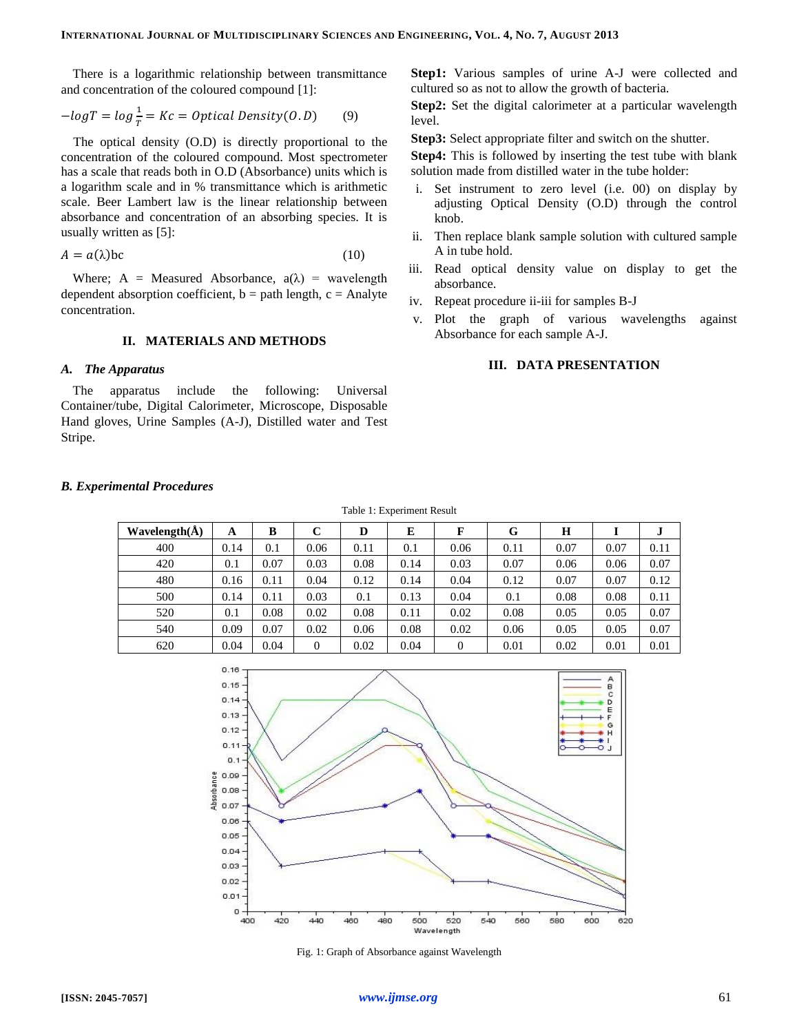There is a logarithmic relationship between transmittance and concentration of the coloured compound [1]:

$$-logT = log\frac{1}{T} = Kc = Optical\ Density(O.D) \qquad (9)$$

The optical density (O.D) is directly proportional to the concentration of the coloured compound. Most spectrometer has a scale that reads both in O.D (Absorbance) units which is a logarithm scale and in % transmittance which is arithmetic scale. Beer Lambert law is the linear relationship between absorbance and concentration of an absorbing species. It is usually written as [5]:

$$A = a(\lambda)bc \qquad (10)$$

Where; A = Measured Absorbance, $a(\lambda)$ = wavelength dependent absorption coefficient, b = path length, c = Analyte concentration.

## II. MATERIALS AND METHODS

### *A. The Apparatus*

The apparatus include the following: Universal Container/tube, Digital Calorimeter, Microscope, Disposable Hand gloves, Urine Samples (A-J), Distilled water and Test Stripe.

### *B. Experimental Procedures*

**Step1:** Various samples of urine A-J were collected and cultured so as not to allow the growth of bacteria.

**Step2:** Set the digital calorimeter at a particular wavelength level.

**Step3:** Select appropriate filter and switch on the shutter.

**Step4:** This is followed by inserting the test tube with blank solution made from distilled water in the tube holder:

i. Set instrument to zero level (i.e. 00) on display by adjusting Optical Density (O.D) through the control knob.
ii. Then replace blank sample solution with cultured sample A in tube hold.
iii. Read optical density value on display to get the absorbance.
iv. Repeat procedure ii-iii for samples B-J
v. Plot the graph of various wavelengths against Absorbance for each sample A-J.

## III. DATA PRESENTATION

Table 1: Experiment Result

| Wavelength(Å) | A | B | C | D | E | F | G | H | I | J |
|---|---|---|---|---|---|---|---|---|---|---|
| 400 | 0.14 | 0.1 | 0.06 | 0.11 | 0.1 | 0.06 | 0.11 | 0.07 | 0.07 | 0.11 |
| 420 | 0.1 | 0.07 | 0.03 | 0.08 | 0.14 | 0.03 | 0.07 | 0.06 | 0.06 | 0.07 |
| 480 | 0.16 | 0.11 | 0.04 | 0.12 | 0.14 | 0.04 | 0.12 | 0.07 | 0.07 | 0.12 |
| 500 | 0.14 | 0.11 | 0.03 | 0.1 | 0.13 | 0.04 | 0.1 | 0.08 | 0.08 | 0.11 |
| 520 | 0.1 | 0.08 | 0.02 | 0.08 | 0.11 | 0.02 | 0.08 | 0.05 | 0.05 | 0.07 |
| 540 | 0.09 | 0.07 | 0.02 | 0.06 | 0.08 | 0.02 | 0.06 | 0.05 | 0.05 | 0.07 |
| 620 | 0.04 | 0.04 | 0 | 0.02 | 0.04 | 0 | 0.01 | 0.02 | 0.01 | 0.01 |

Fig. 1: Graph of Absorbance against Wavelength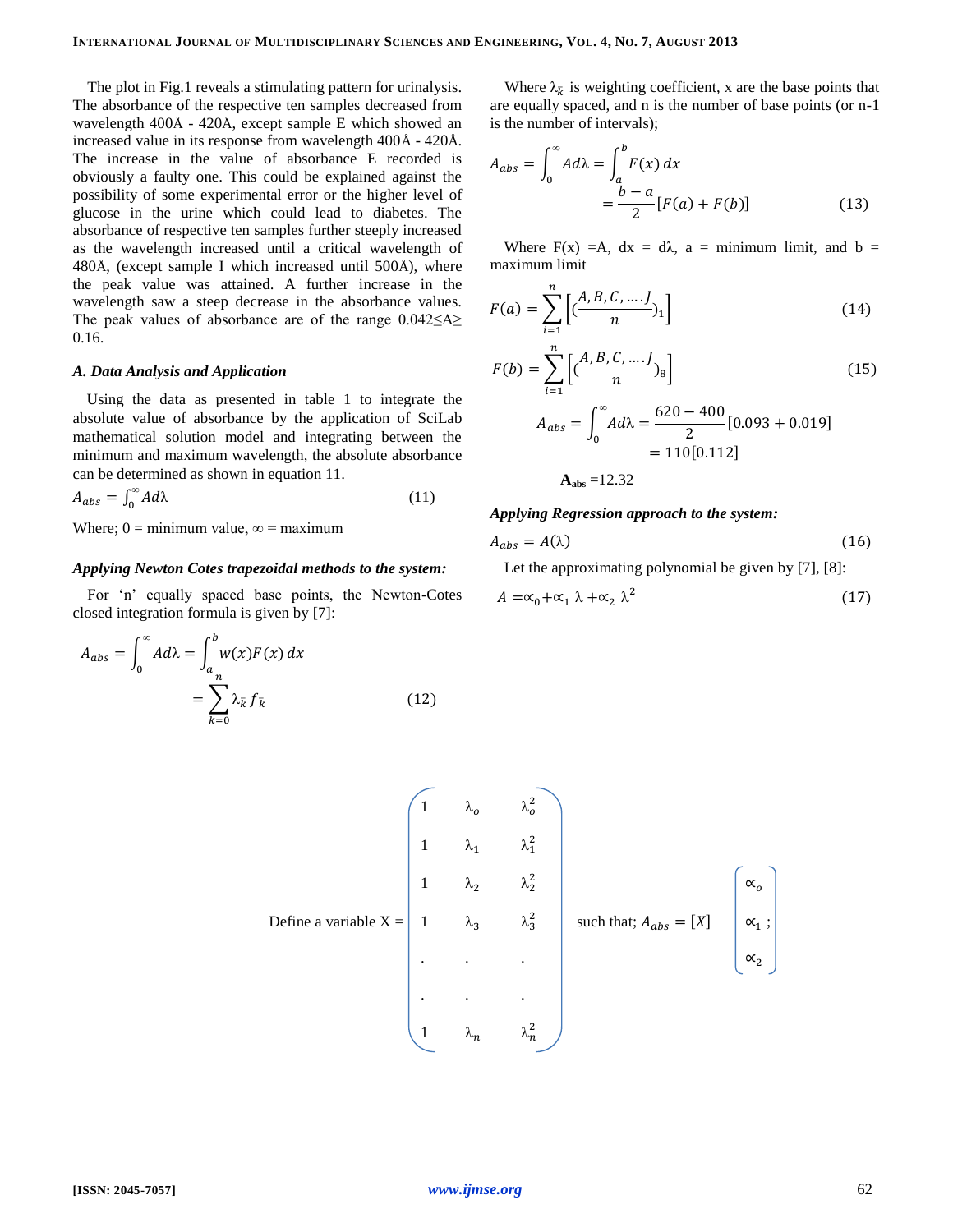The plot in Fig.1 reveals a stimulating pattern for urinalysis. The absorbance of the respective ten samples decreased from wavelength 400Å - 420Å, except sample E which showed an increased value in its response from wavelength 400Å - 420Å. The increase in the value of absorbance E recorded is obviously a faulty one. This could be explained against the possibility of some experimental error or the higher level of glucose in the urine which could lead to diabetes. The absorbance of respective ten samples further steeply increased as the wavelength increased until a critical wavelength of 480Å, (except sample I which increased until 500Å), where the peak value was attained. A further increase in the wavelength saw a steep decrease in the absorbance values. The peak values of absorbance are of the range $0.042 \leq A \geq 0.16$.

### A. Data Analysis and Application

Using the data as presented in table 1 to integrate the absolute value of absorbance by the application of SciLab mathematical solution model and integrating between the minimum and maximum wavelength, the absolute absorbance can be determined as shown in equation 11.

$$A_{abs} = \int_0^\infty A d\lambda \tag{11}$$

Where; 0 = minimum value, ∞ = maximum

*Applying Newton Cotes trapezoidal methods to the system:*

For 'n' equally spaced base points, the Newton-Cotes closed integration formula is given by [7]:

$$A_{abs} = \int_0^\infty A d\lambda = \int_a^b w(x)F(x)\,dx = \sum_{k=0}^{n} \lambda_{\bar{k}} f_{\bar{k}} \tag{12}$$

Where $\lambda_{\bar{k}}$ is weighting coefficient, x are the base points that are equally spaced, and n is the number of base points (or n-1 is the number of intervals);

$$A_{abs} = \int_0^\infty A d\lambda = \int_a^b F(x)\,dx = \frac{b-a}{2}[F(a) + F(b)] \tag{13}$$

Where F(x) =A, dx = dλ, a = minimum limit, and b = maximum limit

$$F(a) = \sum_{i=1}^{n} \left[ \left( \frac{A, B, C, \ldots . J}{n} \right)_1 \right] \tag{14}$$

$$F(b) = \sum_{i=1}^{n} \left[ \left( \frac{A, B, C, \ldots . J}{n} \right)_8 \right] \tag{15}$$

$$A_{abs} = \int_0^\infty A d\lambda = \frac{620 - 400}{2}[0.093 + 0.019] = 110[0.112]$$

$\mathbf{A_{abs}}$ =12.32

*Applying Regression approach to the system:*

$$A_{abs} = A(\lambda) \tag{16}$$

Let the approximating polynomial be given by [7], [8]:

$$A = \propto_0 + \propto_1 \lambda + \propto_2 \lambda^2 \tag{17}$$

Define a variable $X = \begin{pmatrix} 1 & \lambda_o & \lambda_o^2 \\ 1 & \lambda_1 & \lambda_1^2 \\ 1 & \lambda_2 & \lambda_2^2 \\ 1 & \lambda_3 & \lambda_3^2 \\ . & . & . \\ . & . & . \\ 1 & \lambda_n & \lambda_n^2 \end{pmatrix}$ such that; $A_{abs} = [X] \begin{pmatrix} \propto_o \\ \propto_1 \\ \propto_2 \end{pmatrix}$;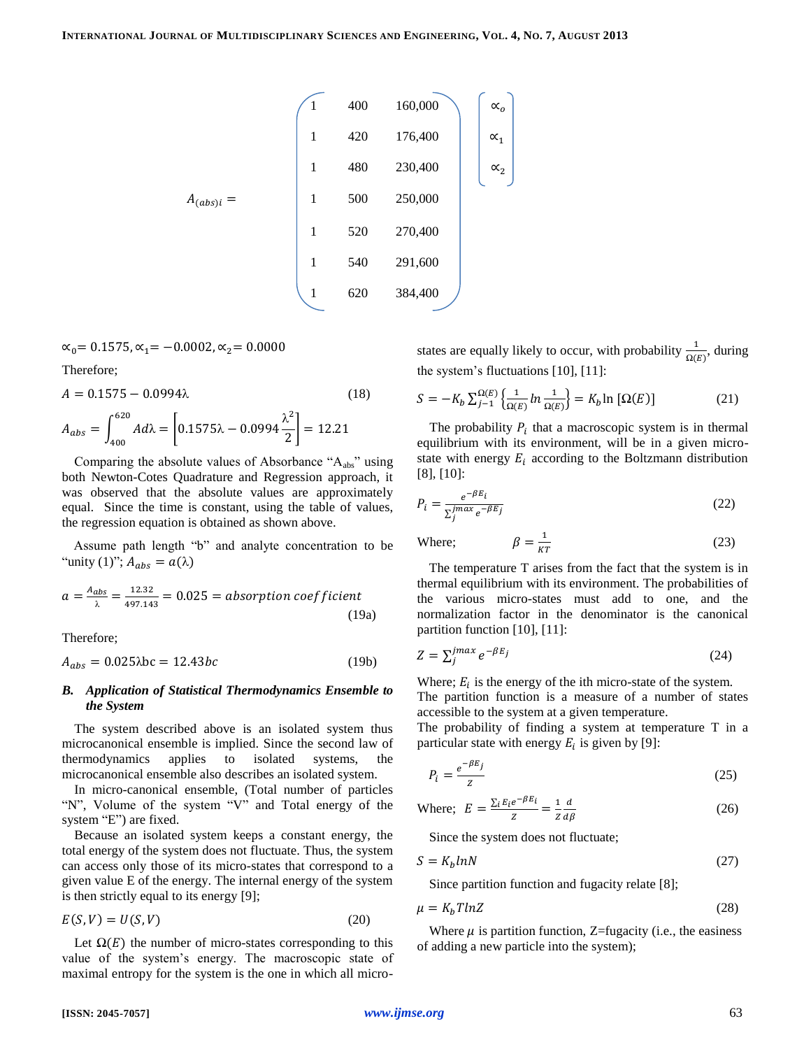$$A_{(abs)i} = \begin{pmatrix} 1 & 400 & 160{,}000 \\ 1 & 420 & 176{,}400 \\ 1 & 480 & 230{,}400 \\ 1 & 500 & 250{,}000 \\ 1 & 520 & 270{,}400 \\ 1 & 540 & 291{,}600 \\ 1 & 620 & 384{,}400 \end{pmatrix} \begin{pmatrix} \propto_o \\ \propto_1 \\ \propto_2 \end{pmatrix}$$

$\propto_0 = 0.1575, \propto_1 = -0.0002, \propto_2 = 0.0000$

Therefore;

$$A = 0.1575 - 0.0994\lambda \tag{18}$$

$$A_{abs} = \int_{400}^{620} A d\lambda = \left[0.1575\lambda - 0.0994\frac{\lambda^2}{2}\right] = 12.21$$

Comparing the absolute values of Absorbance "$A_{abs}$" using both Newton-Cotes Quadrature and Regression approach, it was observed that the absolute values are approximately equal. Since the time is constant, using the table of values, the regression equation is obtained as shown above.

Assume path length "b" and analyte concentration to be "unity (1)"; $A_{abs} = a(\lambda)$

$$a = \frac{A_{abs}}{\lambda} = \frac{12.32}{497.143} = 0.025 = absorption\ coefficient \tag{19a}$$

Therefore;

$$A_{abs} = 0.025\lambda bc = 12.43bc \tag{19b}$$

### *B. Application of Statistical Thermodynamics Ensemble to the System*

The system described above is an isolated system thus microcanonical ensemble is implied. Since the second law of thermodynamics applies to isolated systems, the microcanonical ensemble also describes an isolated system.

In micro-canonical ensemble, (Total number of particles "N", Volume of the system "V" and Total energy of the system "E") are fixed.

Because an isolated system keeps a constant energy, the total energy of the system does not fluctuate. Thus, the system can access only those of its micro-states that correspond to a given value E of the energy. The internal energy of the system is then strictly equal to its energy [9];

$$E(S,V) = U(S,V) \tag{20}$$

Let $\Omega(E)$ the number of micro-states corresponding to this value of the system's energy. The macroscopic state of maximal entropy for the system is the one in which all micro-states are equally likely to occur, with probability $\frac{1}{\Omega(E)}$, during the system's fluctuations [10], [11]:

$$S = -K_b \sum_{j-1}^{\Omega(E)} \left\{\frac{1}{\Omega(E)} ln \frac{1}{\Omega(E)}\right\} = K_b \ln\left[\Omega(E)\right] \tag{21}$$

The probability $P_i$ that a macroscopic system is in thermal equilibrium with its environment, will be in a given micro-state with energy $E_i$ according to the Boltzmann distribution [8], [10]:

$$P_i = \frac{e^{-\beta E_i}}{\sum_j^{jmax} e^{-\beta E j}} \tag{22}$$

Where; $\qquad \beta = \frac{1}{KT}$ (23)

The temperature T arises from the fact that the system is in thermal equilibrium with its environment. The probabilities of the various micro-states must add to one, and the normalization factor in the denominator is the canonical partition function [10], [11]:

$$Z = \sum_j^{jmax} e^{-\beta E_j} \tag{24}$$

Where; $E_i$ is the energy of the ith micro-state of the system.
The partition function is a measure of a number of states accessible to the system at a given temperature.
The probability of finding a system at temperature T in a particular state with energy $E_i$ is given by [9]:

$$P_i = \frac{e^{-\beta E_j}}{Z} \tag{25}$$

Where; $\quad E = \frac{\sum_i E_i e^{-\beta E_i}}{Z} = \frac{1}{Z}\frac{d}{d\beta}$ (26)

Since the system does not fluctuate;

$$S = K_b lnN \tag{27}$$

Since partition function and fugacity relate [8];

$$\mu = K_b T lnZ \tag{28}$$

Where $\mu$ is partition function, Z=fugacity (i.e., the easiness of adding a new particle into the system);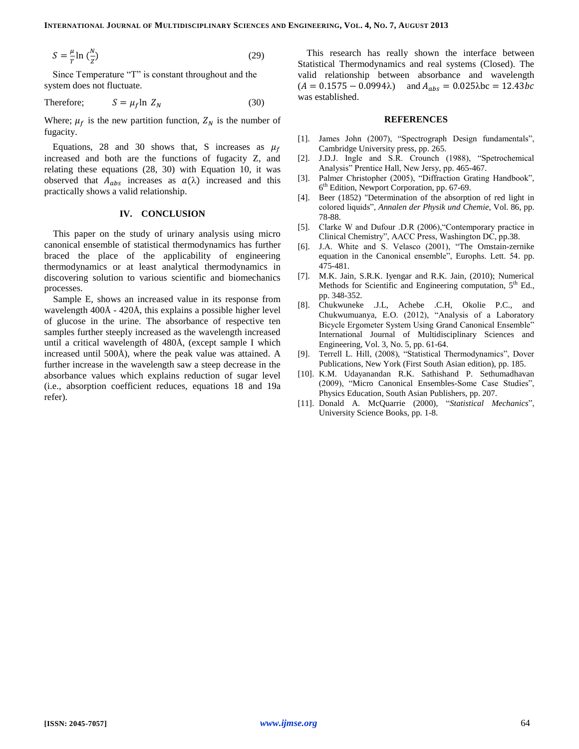$$S = \frac{\mu}{T}\ln\left(\frac{N}{Z}\right) \tag{29}$$

Since Temperature "T" is constant throughout and the system does not fluctuate.

Therefore; $$S = \mu_f \ln Z_N \tag{30}$$

Where; $\mu_f$ is the new partition function, $Z_N$ is the number of fugacity.

Equations, 28 and 30 shows that, S increases as $\mu_f$ increased and both are the functions of fugacity Z, and relating these equations (28, 30) with Equation 10, it was observed that $A_{abs}$ increases as $a(\lambda)$ increased and this practically shows a valid relationship.

## IV. CONCLUSION

This paper on the study of urinary analysis using micro canonical ensemble of statistical thermodynamics has further braced the place of the applicability of engineering thermodynamics or at least analytical thermodynamics in discovering solution to various scientific and biomechanics processes.

Sample E, shows an increased value in its response from wavelength 400Å - 420Å, this explains a possible higher level of glucose in the urine. The absorbance of respective ten samples further steeply increased as the wavelength increased until a critical wavelength of 480Å, (except sample I which increased until 500Å), where the peak value was attained. A further increase in the wavelength saw a steep decrease in the absorbance values which explains reduction of sugar level (i.e., absorption coefficient reduces, equations 18 and 19a refer).

This research has really shown the interface between Statistical Thermodynamics and real systems (Closed). The valid relationship between absorbance and wavelength ($A = 0.1575 - 0.0994\lambda$) and $A_{abs} = 0.025\lambda bc = 12.43bc$ was established.

## REFERENCES

[1]. James John (2007), "Spectrograph Design fundamentals", Cambridge University press, pp. 265.

[2]. J.D.J. Ingle and S.R. Crounch (1988), "Spetrochemical Analysis" Prentice Hall, New Jersy, pp. 465-467.

[3]. Palmer Christopher (2005), "Diffraction Grating Handbook", 6th Edition, Newport Corporation, pp. 67-69.

[4]. Beer (1852) "Determination of the absorption of red light in colored liquids", *Annalen der Physik und Chemie*, Vol. 86, pp. 78-88.

[5]. Clarke W and Dufour .D.R (2006),"Contemporary practice in Clinical Chemistry", AACC Press, Washington DC, pp.38.

[6]. J.A. White and S. Velasco (2001), "The Omstain-zernike equation in the Canonical ensemble", Europhs. Lett. 54. pp. 475-481.

[7]. M.K. Jain, S.R.K. Iyengar and R.K. Jain, (2010); Numerical Methods for Scientific and Engineering computation, 5th Ed., pp. 348-352.

[8]. Chukwuneke .J.L, Achebe .C.H, Okolie P.C., and Chukwumuanya, E.O. (2012), "Analysis of a Laboratory Bicycle Ergometer System Using Grand Canonical Ensemble" International Journal of Multidisciplinary Sciences and Engineering, Vol. 3, No. 5, pp. 61-64.

[9]. Terrell L. Hill, (2008), "Statistical Thermodynamics", Dover Publications, New York (First South Asian edition), pp. 185.

[10]. K.M. Udayanandan R.K. Sathishand P. Sethumadhavan (2009), "Micro Canonical Ensembles-Some Case Studies", Physics Education, South Asian Publishers, pp. 207.

[11]. Donald A. McQuarrie (2000), "*Statistical Mechanics*", University Science Books, pp. 1-8.